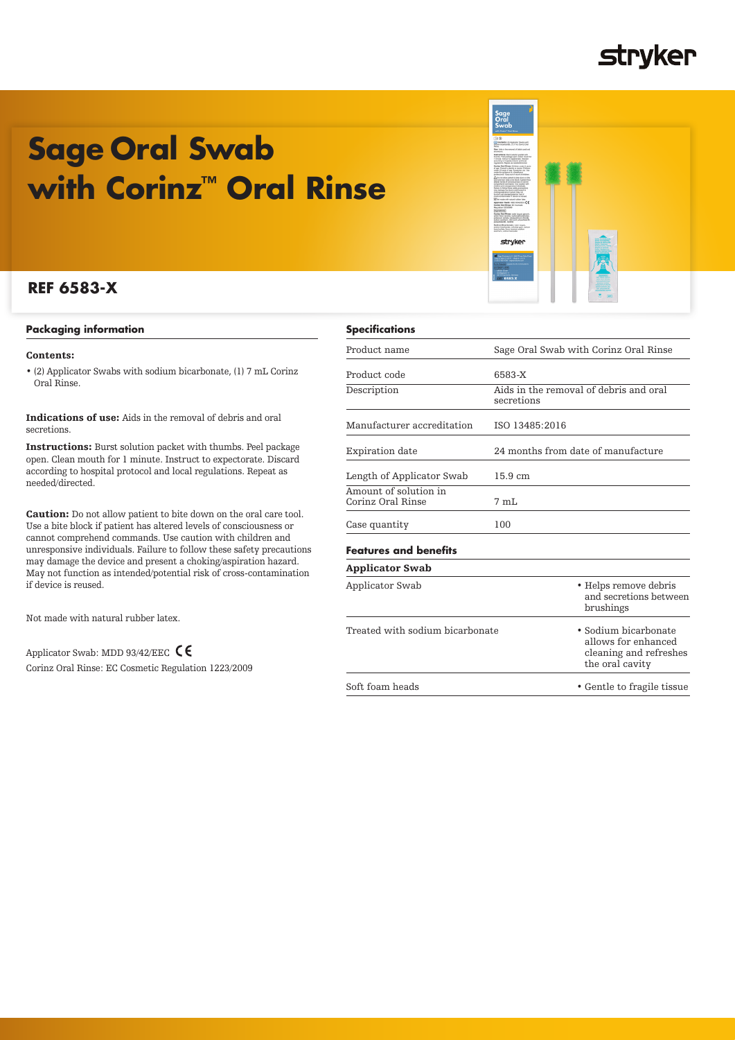# Sage Oral Swab with Corinz™ Oral Rinse

## REF 6583-X

### Packaging information

**Contents:**

- (2) Applicator Swabs with sodium bicarbonate, (1) 7 mL Corinz Oral Rinse.

**Indications of use:** Aids in the removal of debris and oral secretions.

**Instructions:** Burst solution packet with thumbs. Peel package open. Clean mouth for 1 minute. Instruct to expectorate. Discard according to hospital protocol and local regulations. Repeat as needed/directed.

**Caution:** Do not allow patient to bite down on the oral care tool. Use a bite block if patient has altered levels of consciousness or cannot comprehend commands. Use caution with children and unresponsive individuals. Failure to follow these safety precautions may damage the device and present a choking/aspiration hazard. May not function as intended/potential risk of cross-contamination if device is reused.

Not made with natural rubber latex.

Applicator Swab: MDD 93/42/EEC CE

Corinz Oral Rinse: EC Cosmetic Regulation 1223/2009

### Specifications

| | |
|---|---|
| Product name | Sage Oral Swab with Corinz Oral Rinse |
| Product code | 6583-X |
| Description | Aids in the removal of debris and oral secretions |
| Manufacturer accreditation | ISO 13485:2016 |
| Expiration date | 24 months from date of manufacture |
| Length of Applicator Swab | 15.9 cm |
| Amount of solution in Corinz Oral Rinse | 7 mL |
| Case quantity | 100 |

### Features and benefits

| Applicator Swab | |
|---|---|
| Applicator Swab | • Helps remove debris and secretions between brushings |
| Treated with sodium bicarbonate | • Sodium bicarbonate allows for enhanced cleaning and refreshes the oral cavity |
| Soft foam heads | • Gentle to fragile tissue |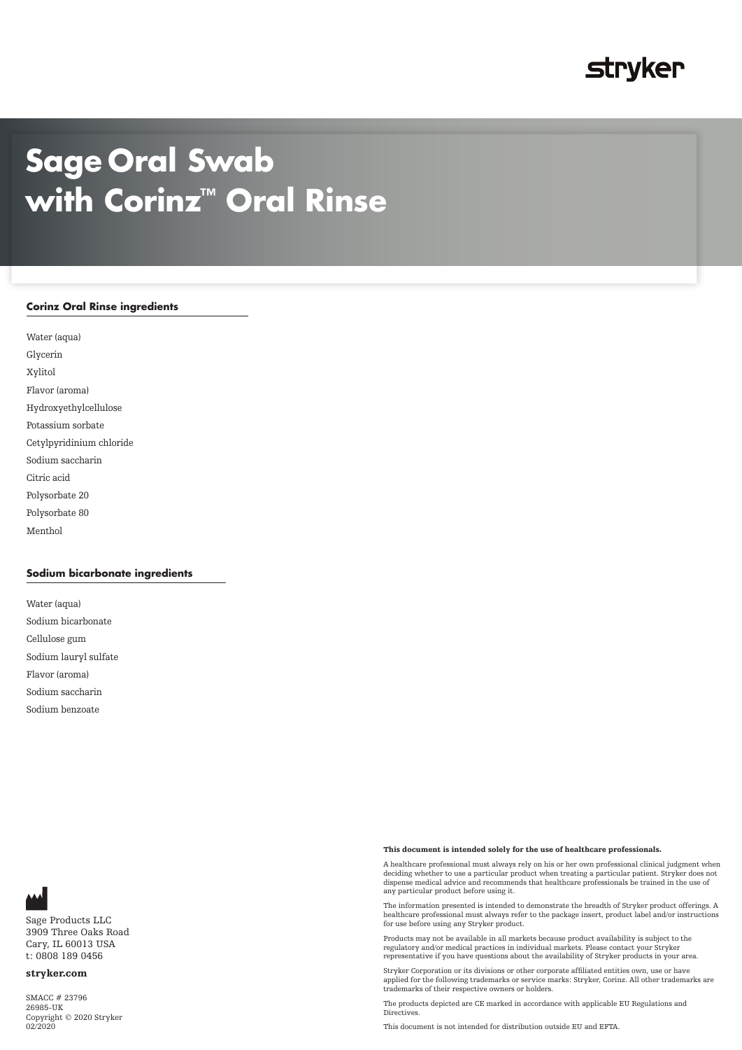# Sage Oral Swab with Corinz™ Oral Rinse

## Corinz Oral Rinse ingredients

Water (aqua)
Glycerin
Xylitol
Flavor (aroma)
Hydroxyethylcellulose
Potassium sorbate
Cetylpyridinium chloride
Sodium saccharin
Citric acid
Polysorbate 20
Polysorbate 80
Menthol

## Sodium bicarbonate ingredients

Water (aqua)
Sodium bicarbonate
Cellulose gum
Sodium lauryl sulfate
Flavor (aroma)
Sodium saccharin
Sodium benzoate

Sage Products LLC
3909 Three Oaks Road
Cary, IL 60013 USA
t: 0808 189 0456

**stryker.com**

SMACC # 23796
26985-UK
Copyright © 2020 Stryker
02/2020

**This document is intended solely for the use of healthcare professionals.**

A healthcare professional must always rely on his or her own professional clinical judgment when deciding whether to use a particular product when treating a particular patient. Stryker does not dispense medical advice and recommends that healthcare professionals be trained in the use of any particular product before using it.

The information presented is intended to demonstrate the breadth of Stryker product offerings. A healthcare professional must always refer to the package insert, product label and/or instructions for use before using any Stryker product.

Products may not be available in all markets because product availability is subject to the regulatory and/or medical practices in individual markets. Please contact your Stryker representative if you have questions about the availability of Stryker products in your area.

Stryker Corporation or its divisions or other corporate affiliated entities own, use or have applied for the following trademarks or service marks: Stryker, Corinz. All other trademarks are trademarks of their respective owners or holders.

The products depicted are CE marked in accordance with applicable EU Regulations and Directives.

This document is not intended for distribution outside EU and EFTA.